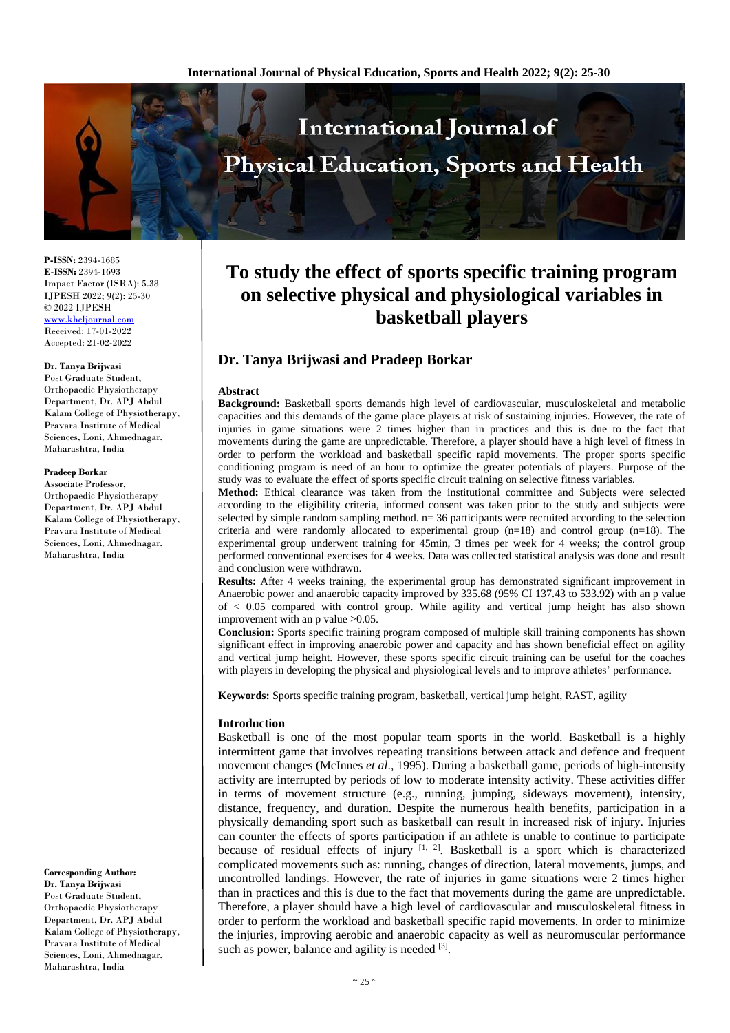# To study the effect of sports specific training program on selective physical and physiological variables in basketball players

## Dr. Tanya Brijwasi and Pradeep Borkar

**P-ISSN:** 2394-1685
**E-ISSN:** 2394-1693
Impact Factor (ISRA): 5.38
IJPESH 2022; 9(2): 25-30
© 2022 IJPESH
www.kheljournal.com
Received: 17-01-2022
Accepted: 21-02-2022

**Dr. Tanya Brijwasi**
Post Graduate Student, Orthopaedic Physiotherapy Department, Dr. APJ Abdul Kalam College of Physiotherapy, Pravara Institute of Medical Sciences, Loni, Ahmednagar, Maharashtra, India

**Pradeep Borkar**
Associate Professor, Orthopaedic Physiotherapy Department, Dr. APJ Abdul Kalam College of Physiotherapy, Pravara Institute of Medical Sciences, Loni, Ahmednagar, Maharashtra, India

**Corresponding Author:**
**Dr. Tanya Brijwasi**
Post Graduate Student, Orthopaedic Physiotherapy Department, Dr. APJ Abdul Kalam College of Physiotherapy, Pravara Institute of Medical Sciences, Loni, Ahmednagar, Maharashtra, India

### Abstract

**Background:** Basketball sports demands high level of cardiovascular, musculoskeletal and metabolic capacities and this demands of the game place players at risk of sustaining injuries. However, the rate of injuries in game situations were 2 times higher than in practices and this is due to the fact that movements during the game are unpredictable. Therefore, a player should have a high level of fitness in order to perform the workload and basketball specific rapid movements. The proper sports specific conditioning program is need of an hour to optimize the greater potentials of players. Purpose of the study was to evaluate the effect of sports specific circuit training on selective fitness variables.

**Method:** Ethical clearance was taken from the institutional committee and Subjects were selected according to the eligibility criteria, informed consent was taken prior to the study and subjects were selected by simple random sampling method. n= 36 participants were recruited according to the selection criteria and were randomly allocated to experimental group (n=18) and control group (n=18). The experimental group underwent training for 45min, 3 times per week for 4 weeks; the control group performed conventional exercises for 4 weeks. Data was collected statistical analysis was done and result and conclusion were withdrawn.

**Results:** After 4 weeks training, the experimental group has demonstrated significant improvement in Anaerobic power and anaerobic capacity improved by 335.68 (95% CI 137.43 to 533.92) with an p value of $< 0.05$ compared with control group. While agility and vertical jump height has also shown improvement with an p value $>0.05$.

**Conclusion:** Sports specific training program composed of multiple skill training components has shown significant effect in improving anaerobic power and capacity and has shown beneficial effect on agility and vertical jump height. However, these sports specific circuit training can be useful for the coaches with players in developing the physical and physiological levels and to improve athletes' performance.

**Keywords:** Sports specific training program, basketball, vertical jump height, RAST, agility

### Introduction

Basketball is one of the most popular team sports in the world. Basketball is a highly intermittent game that involves repeating transitions between attack and defence and frequent movement changes (McInnes *et al*., 1995). During a basketball game, periods of high-intensity activity are interrupted by periods of low to moderate intensity activity. These activities differ in terms of movement structure (e.g., running, jumping, sideways movement), intensity, distance, frequency, and duration. Despite the numerous health benefits, participation in a physically demanding sport such as basketball can result in increased risk of injury. Injuries can counter the effects of sports participation if an athlete is unable to continue to participate because of residual effects of injury [1, 2]. Basketball is a sport which is characterized complicated movements such as: running, changes of direction, lateral movements, jumps, and uncontrolled landings. However, the rate of injuries in game situations were 2 times higher than in practices and this is due to the fact that movements during the game are unpredictable. Therefore, a player should have a high level of cardiovascular and musculoskeletal fitness in order to perform the workload and basketball specific rapid movements. In order to minimize the injuries, improving aerobic and anaerobic capacity as well as neuromuscular performance such as power, balance and agility is needed [3].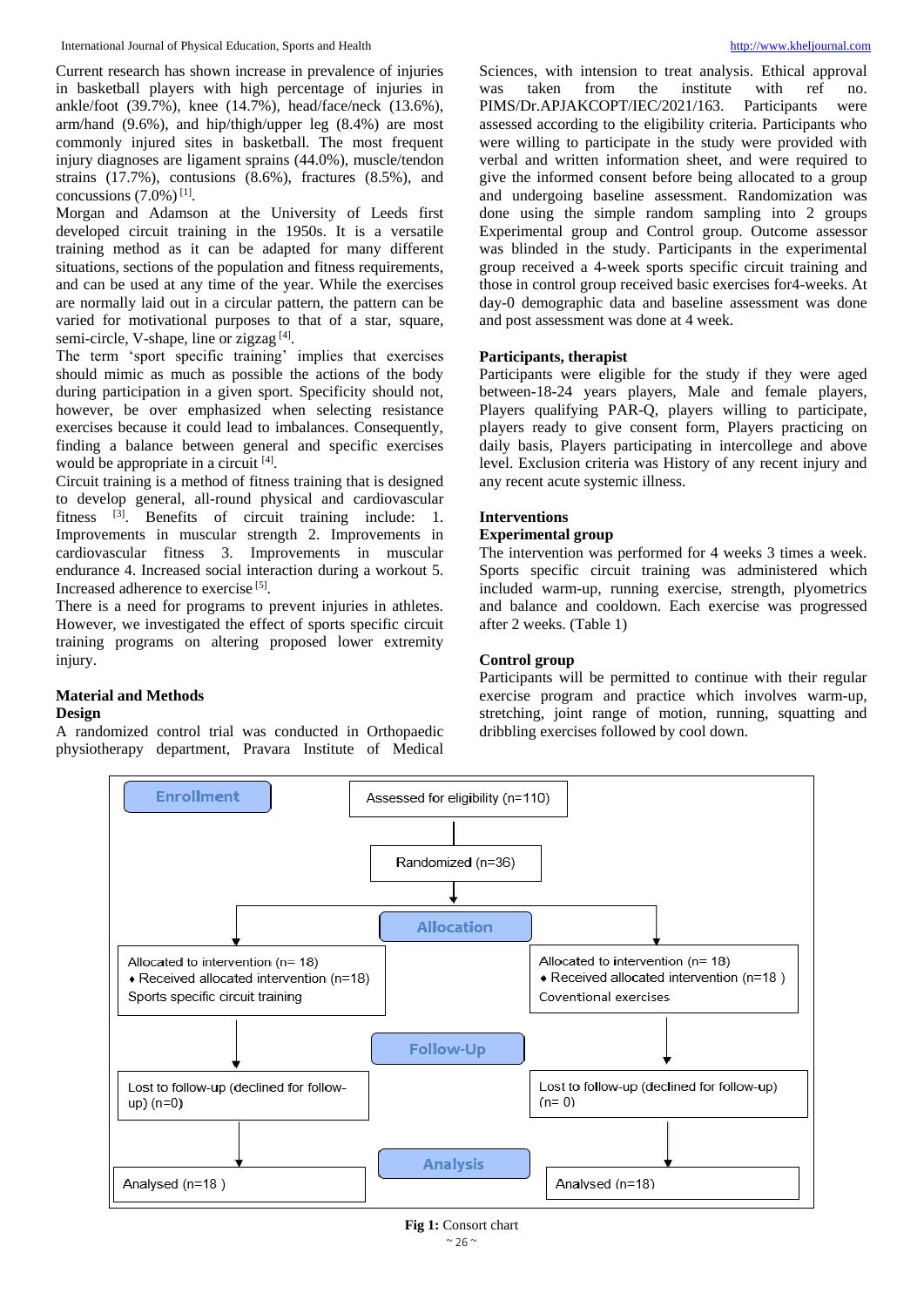Current research has shown increase in prevalence of injuries in basketball players with high percentage of injuries in ankle/foot (39.7%), knee (14.7%), head/face/neck (13.6%), arm/hand (9.6%), and hip/thigh/upper leg (8.4%) are most commonly injured sites in basketball. The most frequent injury diagnoses are ligament sprains (44.0%), muscle/tendon strains (17.7%), contusions (8.6%), fractures (8.5%), and concussions (7.0%) [1].

Morgan and Adamson at the University of Leeds first developed circuit training in the 1950s. It is a versatile training method as it can be adapted for many different situations, sections of the population and fitness requirements, and can be used at any time of the year. While the exercises are normally laid out in a circular pattern, the pattern can be varied for motivational purposes to that of a star, square, semi-circle, V-shape, line or zigzag [4].

The term 'sport specific training' implies that exercises should mimic as much as possible the actions of the body during participation in a given sport. Specificity should not, however, be over emphasized when selecting resistance exercises because it could lead to imbalances. Consequently, finding a balance between general and specific exercises would be appropriate in a circuit [4].

Circuit training is a method of fitness training that is designed to develop general, all-round physical and cardiovascular fitness [3]. Benefits of circuit training include: 1. Improvements in muscular strength 2. Improvements in cardiovascular fitness 3. Improvements in muscular endurance 4. Increased social interaction during a workout 5. Increased adherence to exercise [5].

There is a need for programs to prevent injuries in athletes. However, we investigated the effect of sports specific circuit training programs on altering proposed lower extremity injury.

## Material and Methods

### Design

A randomized control trial was conducted in Orthopaedic physiotherapy department, Pravara Institute of Medical Sciences, with intension to treat analysis. Ethical approval was taken from the institute with ref no. PIMS/Dr.APJAKCOPT/IEC/2021/163. Participants were assessed according to the eligibility criteria. Participants who were willing to participate in the study were provided with verbal and written information sheet, and were required to give the informed consent before being allocated to a group and undergoing baseline assessment. Randomization was done using the simple random sampling into 2 groups Experimental group and Control group. Outcome assessor was blinded in the study. Participants in the experimental group received a 4-week sports specific circuit training and those in control group received basic exercises for4-weeks. At day-0 demographic data and baseline assessment was done and post assessment was done at 4 week.

### Participants, therapist

Participants were eligible for the study if they were aged between-18-24 years players, Male and female players, Players qualifying PAR-Q, players willing to participate, players ready to give consent form, Players practicing on daily basis, Players participating in intercollege and above level. Exclusion criteria was History of any recent injury and any recent acute systemic illness.

### Interventions

### Experimental group

The intervention was performed for 4 weeks 3 times a week. Sports specific circuit training was administered which included warm-up, running exercise, strength, plyometrics and balance and cooldown. Each exercise was progressed after 2 weeks. (Table 1)

### Control group

Participants will be permitted to continue with their regular exercise program and practice which involves warm-up, stretching, joint range of motion, running, squatting and dribbling exercises followed by cool down.

**Enrollment**
- Assessed for eligibility (n=110)
- Randomized (n=36)

**Allocation**
- Allocated to intervention (n= 18) ♦ Received allocated intervention (n=18) Sports specific circuit training
- Allocated to intervention (n= 18) ♦ Received allocated intervention (n=18 ) Coventional exercises

**Follow-Up**
- Lost to follow-up (declined for follow-up) (n=0)
- Lost to follow-up (declined for follow-up) (n= 0)

**Analysis**
- Analysed (n=18 )
- Analysed (n=18)

**Fig 1:** Consort chart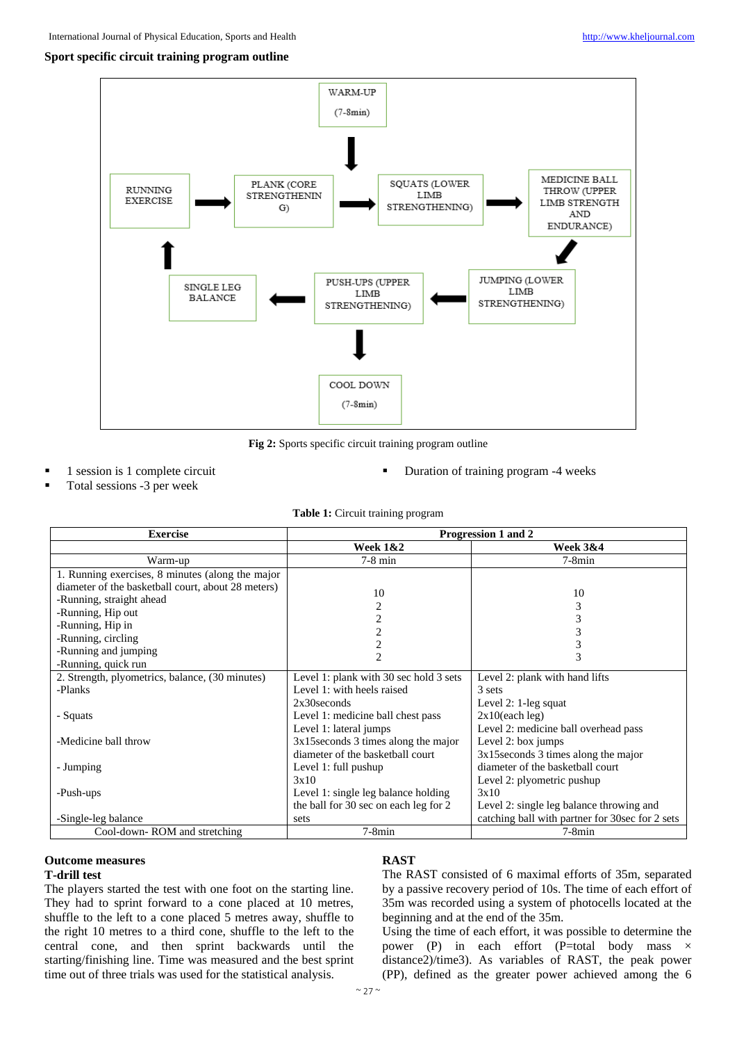**Sport specific circuit training program outline**

WARM-UP (7-8min) → RUNNING EXERCISE → PLANK (CORE STRENGTHENING) → SQUATS (LOWER LIMB STRENGTHENING) → MEDICINE BALL THROW (UPPER LIMB STRENGTH AND ENDURANCE) → JUMPING (LOWER LIMB STRENGTHENING) → PUSH-UPS (UPPER LIMB STRENGTHENING) → SINGLE LEG BALANCE → RUNNING EXERCISE; PUSH-UPS (UPPER LIMB STRENGTHENING) → COOL DOWN (7-8min)

**Fig 2:** Sports specific circuit training program outline

- 1 session is 1 complete circuit
- Total sessions -3 per week
- Duration of training program -4 weeks

**Table 1:** Circuit training program

| Exercise | Progression 1 and 2 | |
|---|---|---|
| | **Week 1&2** | **Week 3&4** |
| Warm-up | 7-8 min | 7-8min |
| 1. Running exercises, 8 minutes (along the major diameter of the basketball court, about 28 meters)<br>-Running, straight ahead<br>-Running, Hip out<br>-Running, Hip in<br>-Running, circling<br>-Running and jumping<br>-Running, quick run | 10<br>2<br>2<br>2<br>2<br>2 | 10<br>3<br>3<br>3<br>3<br>3 |
| 2. Strength, plyometrics, balance, (30 minutes)<br>-Planks<br>- Squats<br>-Medicine ball throw<br>- Jumping<br>-Push-ups<br>-Single-leg balance | Level 1: plank with 30 sec hold 3 sets<br>Level 1: with heels raised 2x30seconds<br>Level 1: medicine ball chest pass<br>Level 1: lateral jumps 3x15seconds 3 times along the major diameter of the basketball court<br>Level 1: full pushup 3x10<br>Level 1: single leg balance holding the ball for 30 sec on each leg for 2 sets | Level 2: plank with hand lifts 3 sets<br>Level 2: 1-leg squat 2x10(each leg)<br>Level 2: medicine ball overhead pass<br>Level 2: box jumps 3x15seconds 3 times along the major diameter of the basketball court<br>Level 2: plyometric pushup 3x10<br>Level 2: single leg balance throwing and catching ball with partner for 30sec for 2 sets |
| Cool-down- ROM and stretching | 7-8min | 7-8min |

## Outcome measures

### T-drill test

The players started the test with one foot on the starting line. They had to sprint forward to a cone placed at 10 metres, shuffle to the left to a cone placed 5 metres away, shuffle to the right 10 metres to a third cone, shuffle to the left to the central cone, and then sprint backwards until the starting/finishing line. Time was measured and the best sprint time out of three trials was used for the statistical analysis.

### RAST

The RAST consisted of 6 maximal efforts of 35m, separated by a passive recovery period of 10s. The time of each effort of 35m was recorded using a system of photocells located at the beginning and at the end of the 35m.

Using the time of each effort, it was possible to determine the power (P) in each effort (P=total body mass × distance2)/time3). As variables of RAST, the peak power (PP), defined as the greater power achieved among the 6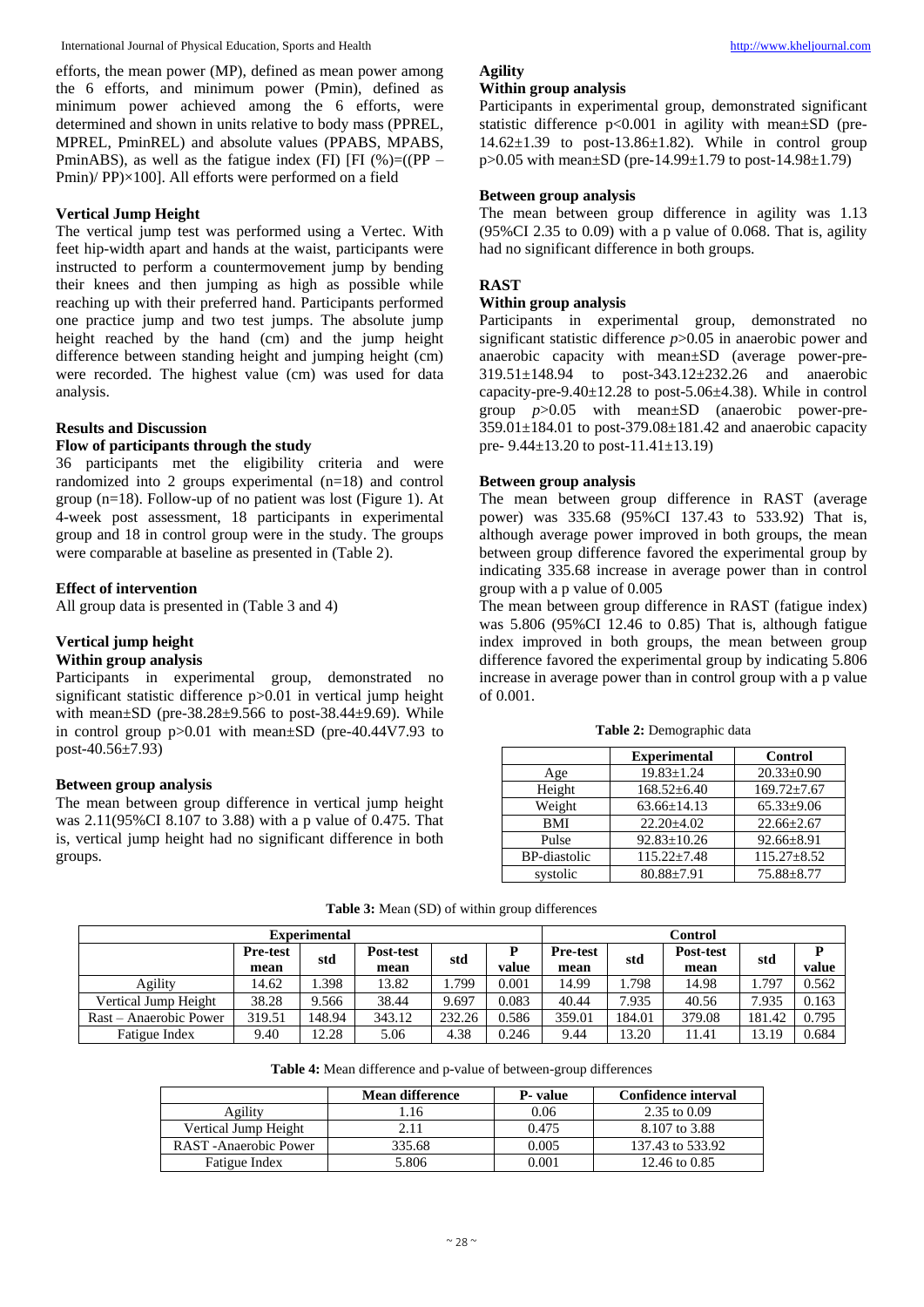efforts, the mean power (MP), defined as mean power among the 6 efforts, and minimum power (Pmin), defined as minimum power achieved among the 6 efforts, were determined and shown in units relative to body mass (PPREL, MPREL, PminREL) and absolute values (PPABS, MPABS, PminABS), as well as the fatigue index (FI) [FI (%)=((PP – Pmin)/ PP)×100]. All efforts were performed on a field

### Vertical Jump Height

The vertical jump test was performed using a Vertec. With feet hip-width apart and hands at the waist, participants were instructed to perform a countermovement jump by bending their knees and then jumping as high as possible while reaching up with their preferred hand. Participants performed one practice jump and two test jumps. The absolute jump height reached by the hand (cm) and the jump height difference between standing height and jumping height (cm) were recorded. The highest value (cm) was used for data analysis.

## Results and Discussion

### Flow of participants through the study

36 participants met the eligibility criteria and were randomized into 2 groups experimental (n=18) and control group (n=18). Follow-up of no patient was lost (Figure 1). At 4-week post assessment, 18 participants in experimental group and 18 in control group were in the study. The groups were comparable at baseline as presented in (Table 2).

### Effect of intervention

All group data is presented in (Table 3 and 4)

### Vertical jump height

#### Within group analysis

Participants in experimental group, demonstrated no significant statistic difference p>0.01 in vertical jump height with mean±SD (pre-38.28±9.566 to post-38.44±9.69). While in control group p>0.01 with mean±SD (pre-40.44V7.93 to post-40.56±7.93)

#### Between group analysis

The mean between group difference in vertical jump height was 2.11(95%CI 8.107 to 3.88) with a p value of 0.475. That is, vertical jump height had no significant difference in both groups.

### Agility

#### Within group analysis

Participants in experimental group, demonstrated significant statistic difference p<0.001 in agility with mean±SD (pre-14.62±1.39 to post-13.86±1.82). While in control group p>0.05 with mean±SD (pre-14.99±1.79 to post-14.98±1.79)

#### Between group analysis

The mean between group difference in agility was 1.13 (95%CI 2.35 to 0.09) with a p value of 0.068. That is, agility had no significant difference in both groups.

### RAST

#### Within group analysis

Participants in experimental group, demonstrated no significant statistic difference *p*>0.05 in anaerobic power and anaerobic capacity with mean±SD (average power-pre-319.51±148.94 to post-343.12±232.26 and anaerobic capacity-pre-9.40±12.28 to post-5.06±4.38). While in control group *p*>0.05 with mean±SD (anaerobic power-pre-359.01±184.01 to post-379.08±181.42 and anaerobic capacity pre- 9.44±13.20 to post-11.41±13.19)

#### Between group analysis

The mean between group difference in RAST (average power) was 335.68 (95%CI 137.43 to 533.92) That is, although average power improved in both groups, the mean between group difference favored the experimental group by indicating 335.68 increase in average power than in control group with a p value of 0.005

The mean between group difference in RAST (fatigue index) was 5.806 (95%CI 12.46 to 0.85) That is, although fatigue index improved in both groups, the mean between group difference favored the experimental group by indicating 5.806 increase in average power than in control group with a p value of 0.001.

**Table 2:** Demographic data

| | Experimental | Control |
|---|---|---|
| Age | 19.83±1.24 | 20.33±0.90 |
| Height | 168.52±6.40 | 169.72±7.67 |
| Weight | 63.66±14.13 | 65.33±9.06 |
| BMI | 22.20±4.02 | 22.66±2.67 |
| Pulse | 92.83±10.26 | 92.66±8.91 |
| BP-diastolic | 115.22±7.48 | 115.27±8.52 |
| systolic | 80.88±7.91 | 75.88±8.77 |

**Table 3:** Mean (SD) of within group differences

| | Experimental | | | | | Control | | | | |
|---|---|---|---|---|---|---|---|---|---|---|
| | Pre-test mean | std | Post-test mean | std | P value | Pre-test mean | std | Post-test mean | std | P value |
| Agility | 14.62 | 1.398 | 13.82 | 1.799 | 0.001 | 14.99 | 1.798 | 14.98 | 1.797 | 0.562 |
| Vertical Jump Height | 38.28 | 9.566 | 38.44 | 9.697 | 0.083 | 40.44 | 7.935 | 40.56 | 7.935 | 0.163 |
| Rast – Anaerobic Power | 319.51 | 148.94 | 343.12 | 232.26 | 0.586 | 359.01 | 184.01 | 379.08 | 181.42 | 0.795 |
| Fatigue Index | 9.40 | 12.28 | 5.06 | 4.38 | 0.246 | 9.44 | 13.20 | 11.41 | 13.19 | 0.684 |

**Table 4:** Mean difference and p-value of between-group differences

| | Mean difference | P- value | Confidence interval |
|---|---|---|---|
| Agility | 1.16 | 0.06 | 2.35 to 0.09 |
| Vertical Jump Height | 2.11 | 0.475 | 8.107 to 3.88 |
| RAST -Anaerobic Power | 335.68 | 0.005 | 137.43 to 533.92 |
| Fatigue Index | 5.806 | 0.001 | 12.46 to 0.85 |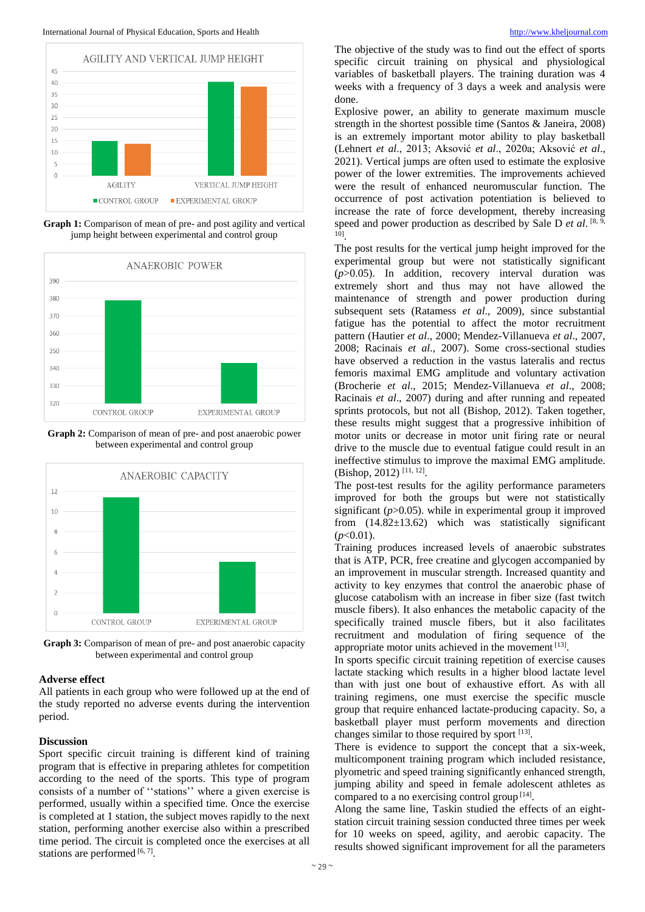Graph 1: Comparison of mean of pre- and post agility and vertical jump height between experimental and control group

Graph 2: Comparison of mean of pre- and post anaerobic power between experimental and control group

Graph 3: Comparison of mean of pre- and post anaerobic capacity between experimental and control group

## Adverse effect

All patients in each group who were followed up at the end of the study reported no adverse events during the intervention period.

## Discussion

Sport specific circuit training is different kind of training program that is effective in preparing athletes for competition according to the need of the sports. This type of program consists of a number of ''stations'' where a given exercise is performed, usually within a specified time. Once the exercise is completed at 1 station, the subject moves rapidly to the next station, performing another exercise also within a prescribed time period. The circuit is completed once the exercises at all stations are performed [6, 7].

The objective of the study was to find out the effect of sports specific circuit training on physical and physiological variables of basketball players. The training duration was 4 weeks with a frequency of 3 days a week and analysis were done.

Explosive power, an ability to generate maximum muscle strength in the shortest possible time (Santos & Janeira, 2008) is an extremely important motor ability to play basketball (Lehnert *et al*., 2013; Aksović *et al*., 2020a; Aksović *et al*., 2021). Vertical jumps are often used to estimate the explosive power of the lower extremities. The improvements achieved were the result of enhanced neuromuscular function. The occurrence of post activation potentiation is believed to increase the rate of force development, thereby increasing speed and power production as described by Sale D *et al*. [8, 9, 10].

The post results for the vertical jump height improved for the experimental group but were not statistically significant ($p>0.05$). In addition, recovery interval duration was extremely short and thus may not have allowed the maintenance of strength and power production during subsequent sets (Ratamess *et al*., 2009), since substantial fatigue has the potential to affect the motor recruitment pattern (Hautier *et al*., 2000; Mendez-Villanueva *et al*., 2007, 2008; Racinais *et al*., 2007). Some cross-sectional studies have observed a reduction in the vastus lateralis and rectus femoris maximal EMG amplitude and voluntary activation (Brocherie *et al*., 2015; Mendez-Villanueva *et al*., 2008; Racinais *et al*., 2007) during and after running and repeated sprints protocols, but not all (Bishop, 2012). Taken together, these results might suggest that a progressive inhibition of motor units or decrease in motor unit firing rate or neural drive to the muscle due to eventual fatigue could result in an ineffective stimulus to improve the maximal EMG amplitude. (Bishop, 2012) [11, 12].

The post-test results for the agility performance parameters improved for both the groups but were not statistically significant ($p>0.05$). while in experimental group it improved from (14.82±13.62) which was statistically significant ($p<0.01$).

Training produces increased levels of anaerobic substrates that is ATP, PCR, free creatine and glycogen accompanied by an improvement in muscular strength. Increased quantity and activity to key enzymes that control the anaerobic phase of glucose catabolism with an increase in fiber size (fast twitch muscle fibers). It also enhances the metabolic capacity of the specifically trained muscle fibers, but it also facilitates recruitment and modulation of firing sequence of the appropriate motor units achieved in the movement [13].

In sports specific circuit training repetition of exercise causes lactate stacking which results in a higher blood lactate level than with just one bout of exhaustive effort. As with all training regimens, one must exercise the specific muscle group that require enhanced lactate-producing capacity. So, a basketball player must perform movements and direction changes similar to those required by sport [13].

There is evidence to support the concept that a six-week, multicomponent training program which included resistance, plyometric and speed training significantly enhanced strength, jumping ability and speed in female adolescent athletes as compared to a no exercising control group [14].

Along the same line, Taskin studied the effects of an eight-station circuit training session conducted three times per week for 10 weeks on speed, agility, and aerobic capacity. The results showed significant improvement for all the parameters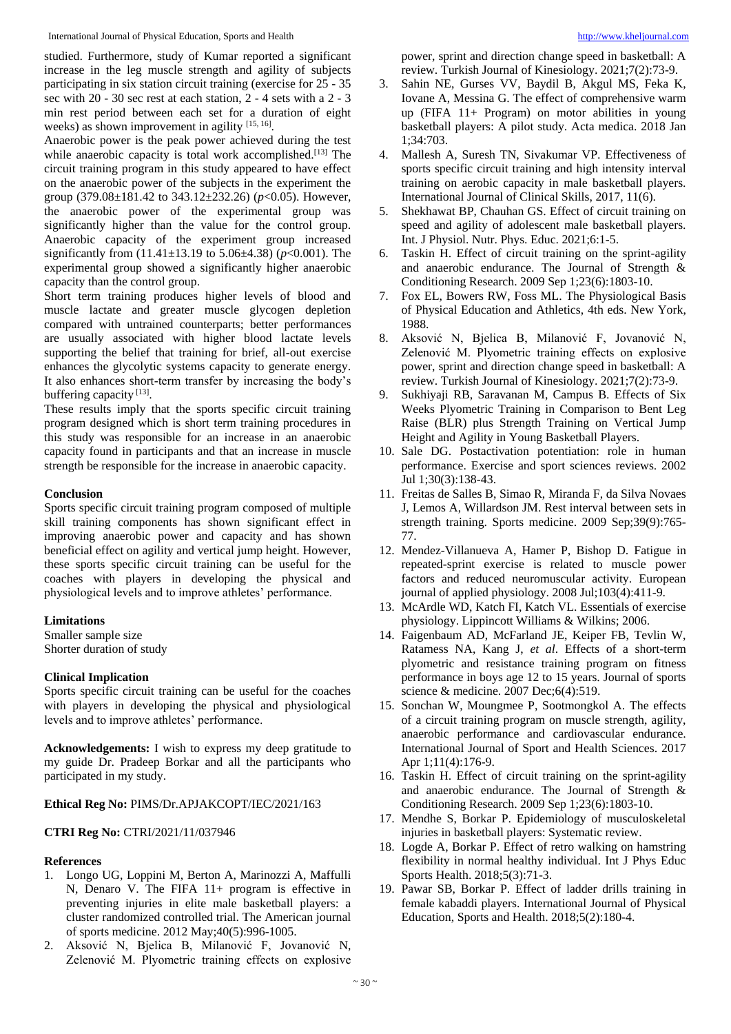studied. Furthermore, study of Kumar reported a significant increase in the leg muscle strength and agility of subjects participating in six station circuit training (exercise for 25 - 35 sec with 20 - 30 sec rest at each station, 2 - 4 sets with a 2 - 3 min rest period between each set for a duration of eight weeks) as shown improvement in agility [15, 16].

Anaerobic power is the peak power achieved during the test while anaerobic capacity is total work accomplished.[13] The circuit training program in this study appeared to have effect on the anaerobic power of the subjects in the experiment the group (379.08±181.42 to 343.12±232.26) ($p$<0.05). However, the anaerobic power of the experimental group was significantly higher than the value for the control group. Anaerobic capacity of the experiment group increased significantly from (11.41±13.19 to 5.06±4.38) ($p$<0.001). The experimental group showed a significantly higher anaerobic capacity than the control group.

Short term training produces higher levels of blood and muscle lactate and greater muscle glycogen depletion compared with untrained counterparts; better performances are usually associated with higher blood lactate levels supporting the belief that training for brief, all-out exercise enhances the glycolytic systems capacity to generate energy. It also enhances short-term transfer by increasing the body's buffering capacity [13].

These results imply that the sports specific circuit training program designed which is short term training procedures in this study was responsible for an increase in an anaerobic capacity found in participants and that an increase in muscle strength be responsible for the increase in anaerobic capacity.

## Conclusion

Sports specific circuit training program composed of multiple skill training components has shown significant effect in improving anaerobic power and capacity and has shown beneficial effect on agility and vertical jump height. However, these sports specific circuit training can be useful for the coaches with players in developing the physical and physiological levels and to improve athletes' performance.

## Limitations

Smaller sample size
Shorter duration of study

## Clinical Implication

Sports specific circuit training can be useful for the coaches with players in developing the physical and physiological levels and to improve athletes' performance.

**Acknowledgements:** I wish to express my deep gratitude to my guide Dr. Pradeep Borkar and all the participants who participated in my study.

**Ethical Reg No:** PIMS/Dr.APJAKCOPT/IEC/2021/163

**CTRI Reg No:** CTRI/2021/11/037946

## References

1. Longo UG, Loppini M, Berton A, Marinozzi A, Maffulli N, Denaro V. The FIFA 11+ program is effective in preventing injuries in elite male basketball players: a cluster randomized controlled trial. The American journal of sports medicine. 2012 May;40(5):996-1005.
2. Aksović N, Bjelica B, Milanović F, Jovanović N, Zelenović M. Plyometric training effects on explosive power, sprint and direction change speed in basketball: A review. Turkish Journal of Kinesiology. 2021;7(2):73-9.
3. Sahin NE, Gurses VV, Baydil B, Akgul MS, Feka K, Iovane A, Messina G. The effect of comprehensive warm up (FIFA 11+ Program) on motor abilities in young basketball players: A pilot study. Acta medica. 2018 Jan 1;34:703.
4. Mallesh A, Suresh TN, Sivakumar VP. Effectiveness of sports specific circuit training and high intensity interval training on aerobic capacity in male basketball players. International Journal of Clinical Skills, 2017, 11(6).
5. Shekhawat BP, Chauhan GS. Effect of circuit training on speed and agility of adolescent male basketball players. Int. J Physiol. Nutr. Phys. Educ. 2021;6:1-5.
6. Taskin H. Effect of circuit training on the sprint-agility and anaerobic endurance. The Journal of Strength & Conditioning Research. 2009 Sep 1;23(6):1803-10.
7. Fox EL, Bowers RW, Foss ML. The Physiological Basis of Physical Education and Athletics, 4th eds. New York, 1988.
8. Aksović N, Bjelica B, Milanović F, Jovanović N, Zelenović M. Plyometric training effects on explosive power, sprint and direction change speed in basketball: A review. Turkish Journal of Kinesiology. 2021;7(2):73-9.
9. Sukhiyaji RB, Saravanan M, Campus B. Effects of Six Weeks Plyometric Training in Comparison to Bent Leg Raise (BLR) plus Strength Training on Vertical Jump Height and Agility in Young Basketball Players.
10. Sale DG. Postactivation potentiation: role in human performance. Exercise and sport sciences reviews. 2002 Jul 1;30(3):138-43.
11. Freitas de Salles B, Simao R, Miranda F, da Silva Novaes J, Lemos A, Willardson JM. Rest interval between sets in strength training. Sports medicine. 2009 Sep;39(9):765-77.
12. Mendez-Villanueva A, Hamer P, Bishop D. Fatigue in repeated-sprint exercise is related to muscle power factors and reduced neuromuscular activity. European journal of applied physiology. 2008 Jul;103(4):411-9.
13. McArdle WD, Katch FI, Katch VL. Essentials of exercise physiology. Lippincott Williams & Wilkins; 2006.
14. Faigenbaum AD, McFarland JE, Keiper FB, Tevlin W, Ratamess NA, Kang J, *et al*. Effects of a short-term plyometric and resistance training program on fitness performance in boys age 12 to 15 years. Journal of sports science & medicine. 2007 Dec;6(4):519.
15. Sonchan W, Moungmee P, Sootmongkol A. The effects of a circuit training program on muscle strength, agility, anaerobic performance and cardiovascular endurance. International Journal of Sport and Health Sciences. 2017 Apr 1;11(4):176-9.
16. Taskin H. Effect of circuit training on the sprint-agility and anaerobic endurance. The Journal of Strength & Conditioning Research. 2009 Sep 1;23(6):1803-10.
17. Mendhe S, Borkar P. Epidemiology of musculoskeletal injuries in basketball players: Systematic review.
18. Logde A, Borkar P. Effect of retro walking on hamstring flexibility in normal healthy individual. Int J Phys Educ Sports Health. 2018;5(3):71-3.
19. Pawar SB, Borkar P. Effect of ladder drills training in female kabaddi players. International Journal of Physical Education, Sports and Health. 2018;5(2):180-4.